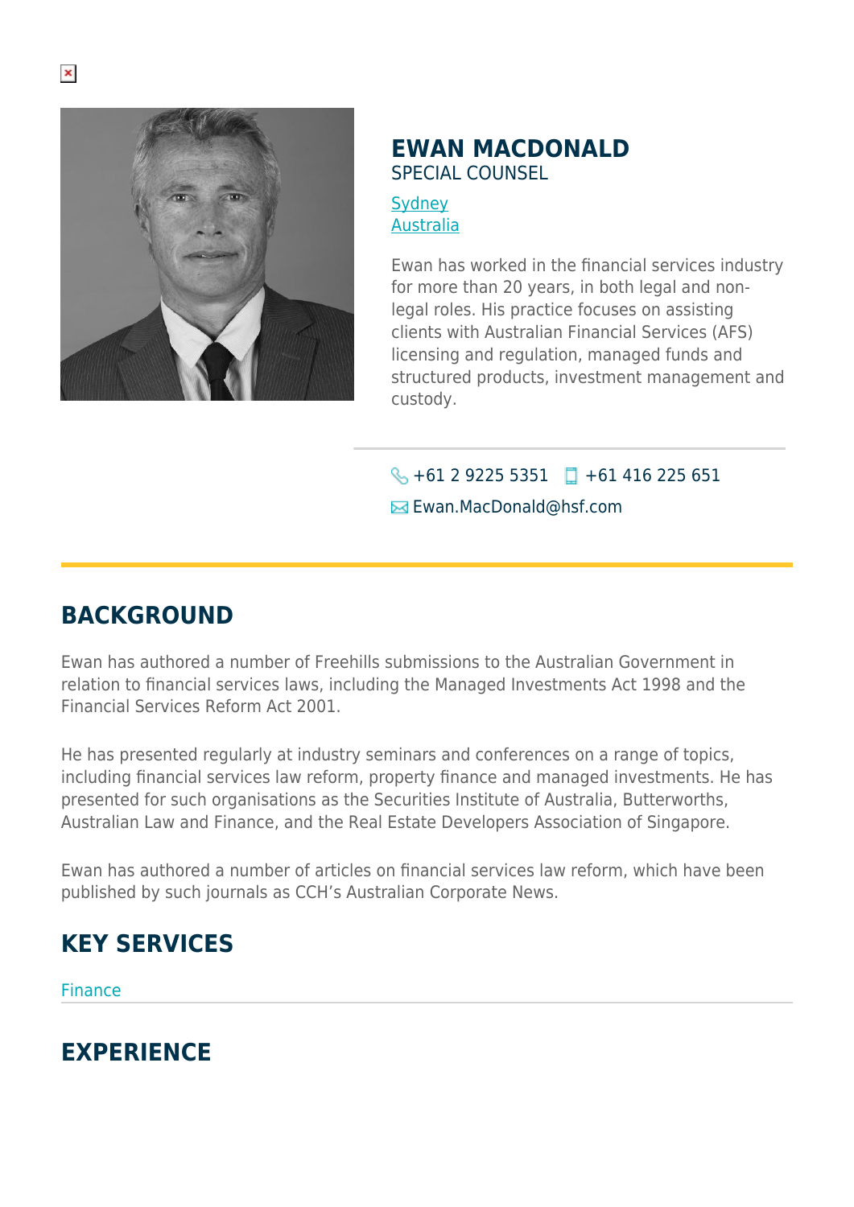# EWAN MACDONALD

SPECIAL COUNSEL

Sydney
Australia

Ewan has worked in the financial services industry for more than 20 years, in both legal and non-legal roles. His practice focuses on assisting clients with Australian Financial Services (AFS) licensing and regulation, managed funds and structured products, investment management and custody.

+61 2 9225 5351 +61 416 225 651

Ewan.MacDonald@hsf.com

## BACKGROUND

Ewan has authored a number of Freehills submissions to the Australian Government in relation to financial services laws, including the Managed Investments Act 1998 and the Financial Services Reform Act 2001.

He has presented regularly at industry seminars and conferences on a range of topics, including financial services law reform, property finance and managed investments. He has presented for such organisations as the Securities Institute of Australia, Butterworths, Australian Law and Finance, and the Real Estate Developers Association of Singapore.

Ewan has authored a number of articles on financial services law reform, which have been published by such journals as CCH's Australian Corporate News.

## KEY SERVICES

Finance

## EXPERIENCE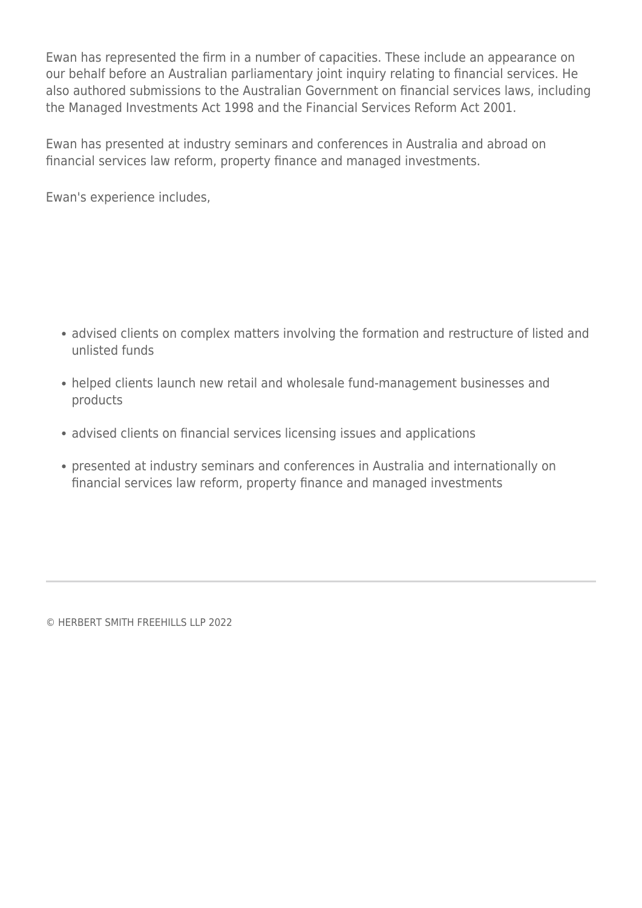Ewan has represented the firm in a number of capacities. These include an appearance on our behalf before an Australian parliamentary joint inquiry relating to financial services. He also authored submissions to the Australian Government on financial services laws, including the Managed Investments Act 1998 and the Financial Services Reform Act 2001.

Ewan has presented at industry seminars and conferences in Australia and abroad on financial services law reform, property finance and managed investments.

Ewan's experience includes,

- advised clients on complex matters involving the formation and restructure of listed and unlisted funds
- helped clients launch new retail and wholesale fund-management businesses and products
- advised clients on financial services licensing issues and applications
- presented at industry seminars and conferences in Australia and internationally on financial services law reform, property finance and managed investments

---

© HERBERT SMITH FREEHILLS LLP 2022